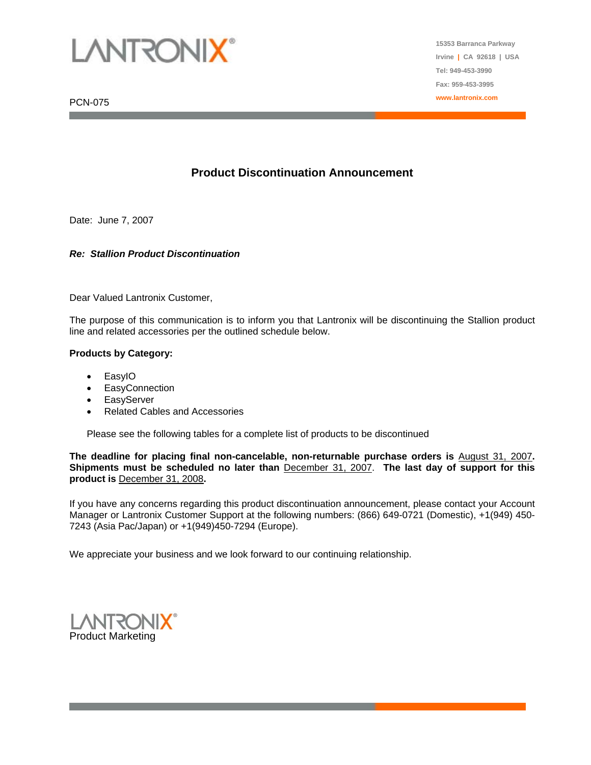LANTRONIX®

15353 Barranca Parkway
Irvine | CA 92618 | USA
Tel: 949-453-3990
Fax: 959-453-3995
www.lantronix.com

PCN-075

## Product Discontinuation Announcement

Date: June 7, 2007

***Re: Stallion Product Discontinuation***

Dear Valued Lantronix Customer,

The purpose of this communication is to inform you that Lantronix will be discontinuing the Stallion product line and related accessories per the outlined schedule below.

**Products by Category:**

- EasyIO
- EasyConnection
- EasyServer
- Related Cables and Accessories

Please see the following tables for a complete list of products to be discontinued

**The deadline for placing final non-cancelable, non-returnable purchase orders is** August 31, 2007**. Shipments must be scheduled no later than** December 31, 2007. **The last day of support for this product is** December 31, 2008**.**

If you have any concerns regarding this product discontinuation announcement, please contact your Account Manager or Lantronix Customer Support at the following numbers: (866) 649-0721 (Domestic), +1(949) 450-7243 (Asia Pac/Japan) or +1(949)450-7294 (Europe).

We appreciate your business and we look forward to our continuing relationship.

LANTRONIX®
Product Marketing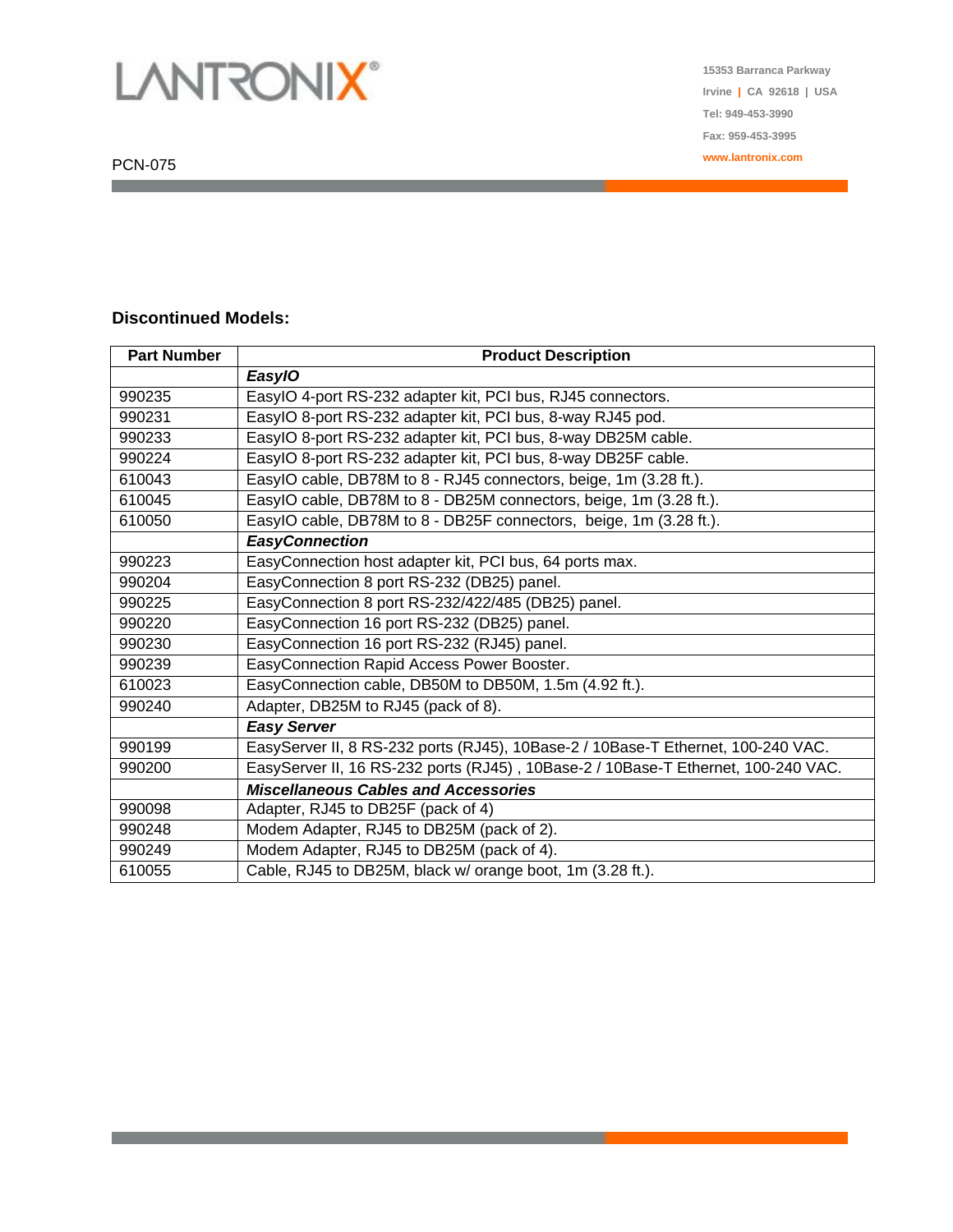PCN-075

## Discontinued Models:

| Part Number | Product Description |
|---|---|
| | ***EasyIO*** |
| 990235 | EasyIO 4-port RS-232 adapter kit, PCI bus, RJ45 connectors. |
| 990231 | EasyIO 8-port RS-232 adapter kit, PCI bus, 8-way RJ45 pod. |
| 990233 | EasyIO 8-port RS-232 adapter kit, PCI bus, 8-way DB25M cable. |
| 990224 | EasyIO 8-port RS-232 adapter kit, PCI bus, 8-way DB25F cable. |
| 610043 | EasyIO cable, DB78M to 8 - RJ45 connectors, beige, 1m (3.28 ft.). |
| 610045 | EasyIO cable, DB78M to 8 - DB25M connectors, beige, 1m (3.28 ft.). |
| 610050 | EasyIO cable, DB78M to 8 - DB25F connectors, beige, 1m (3.28 ft.). |
| | ***EasyConnection*** |
| 990223 | EasyConnection host adapter kit, PCI bus, 64 ports max. |
| 990204 | EasyConnection 8 port RS-232 (DB25) panel. |
| 990225 | EasyConnection 8 port RS-232/422/485 (DB25) panel. |
| 990220 | EasyConnection 16 port RS-232 (DB25) panel. |
| 990230 | EasyConnection 16 port RS-232 (RJ45) panel. |
| 990239 | EasyConnection Rapid Access Power Booster. |
| 610023 | EasyConnection cable, DB50M to DB50M, 1.5m (4.92 ft.). |
| 990240 | Adapter, DB25M to RJ45 (pack of 8). |
| | ***Easy Server*** |
| 990199 | EasyServer II, 8 RS-232 ports (RJ45), 10Base-2 / 10Base-T Ethernet, 100-240 VAC. |
| 990200 | EasyServer II, 16 RS-232 ports (RJ45) , 10Base-2 / 10Base-T Ethernet, 100-240 VAC. |
| | ***Miscellaneous Cables and Accessories*** |
| 990098 | Adapter, RJ45 to DB25F (pack of 4) |
| 990248 | Modem Adapter, RJ45 to DB25M (pack of 2). |
| 990249 | Modem Adapter, RJ45 to DB25M (pack of 4). |
| 610055 | Cable, RJ45 to DB25M, black w/ orange boot, 1m (3.28 ft.). |